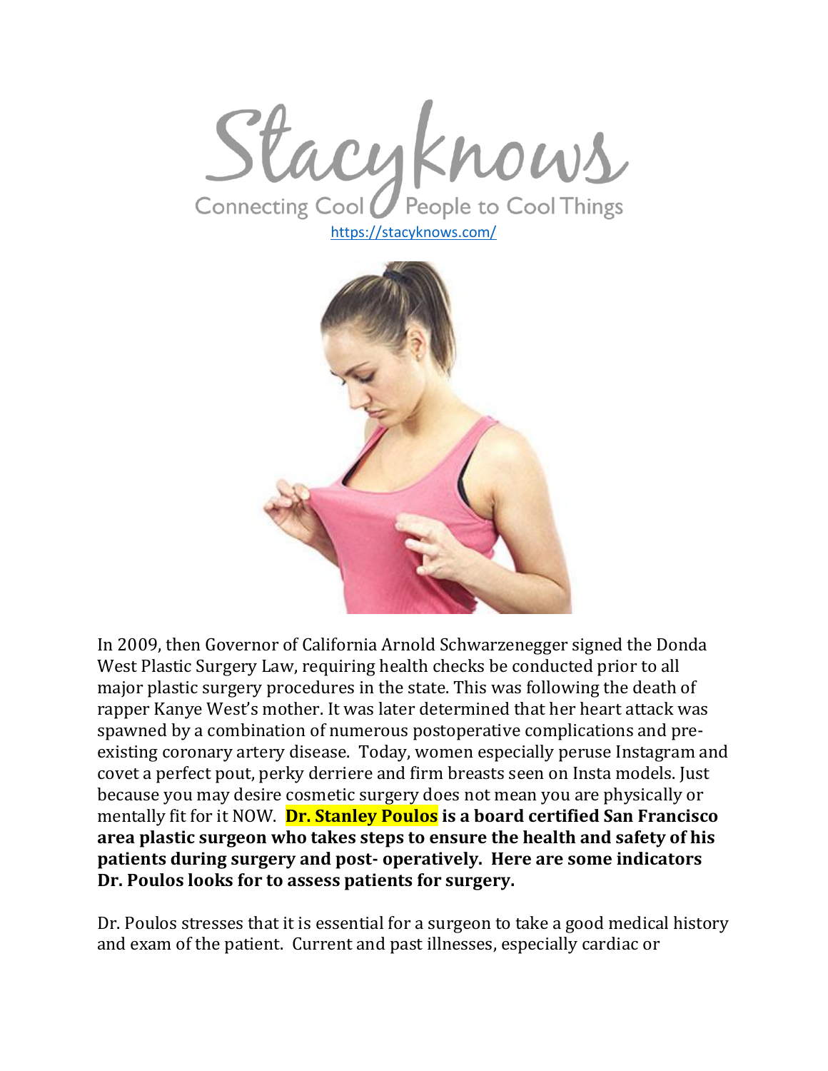Stacyknows

Connecting Cool People to Cool Things

https://stacyknows.com/

In 2009, then Governor of California Arnold Schwarzenegger signed the Donda West Plastic Surgery Law, requiring health checks be conducted prior to all major plastic surgery procedures in the state. This was following the death of rapper Kanye West's mother. It was later determined that her heart attack was spawned by a combination of numerous postoperative complications and pre-existing coronary artery disease. Today, women especially peruse Instagram and covet a perfect pout, perky derriere and firm breasts seen on Insta models. Just because you may desire cosmetic surgery does not mean you are physically or mentally fit for it NOW. **Dr. Stanley Poulos is a board certified San Francisco area plastic surgeon who takes steps to ensure the health and safety of his patients during surgery and post- operatively. Here are some indicators Dr. Poulos looks for to assess patients for surgery.**

Dr. Poulos stresses that it is essential for a surgeon to take a good medical history and exam of the patient. Current and past illnesses, especially cardiac or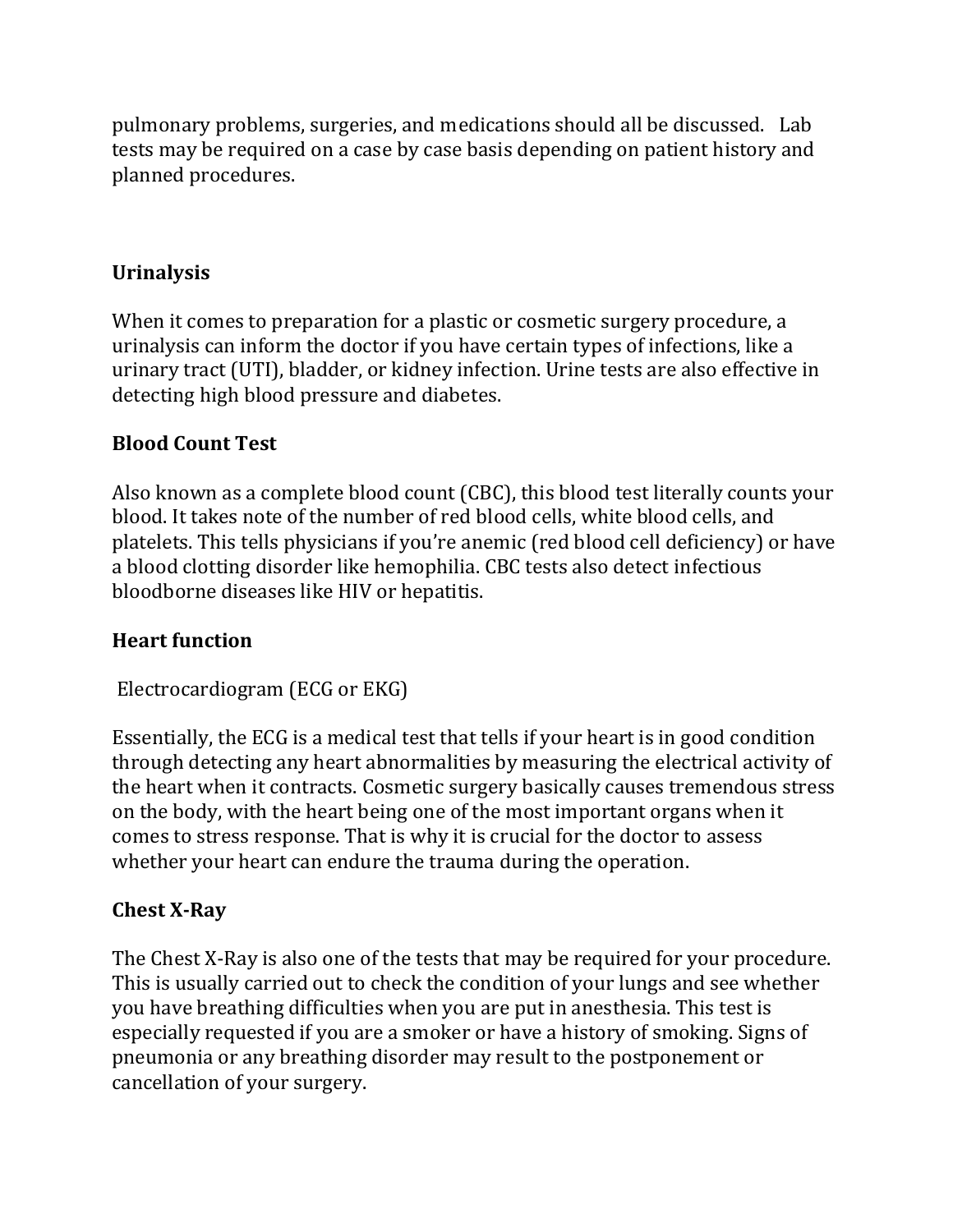pulmonary problems, surgeries, and medications should all be discussed. Lab tests may be required on a case by case basis depending on patient history and planned procedures.

## Urinalysis

When it comes to preparation for a plastic or cosmetic surgery procedure, a urinalysis can inform the doctor if you have certain types of infections, like a urinary tract (UTI), bladder, or kidney infection. Urine tests are also effective in detecting high blood pressure and diabetes.

## Blood Count Test

Also known as a complete blood count (CBC), this blood test literally counts your blood. It takes note of the number of red blood cells, white blood cells, and platelets. This tells physicians if you're anemic (red blood cell deficiency) or have a blood clotting disorder like hemophilia. CBC tests also detect infectious bloodborne diseases like HIV or hepatitis.

## Heart function

Electrocardiogram (ECG or EKG)

Essentially, the ECG is a medical test that tells if your heart is in good condition through detecting any heart abnormalities by measuring the electrical activity of the heart when it contracts. Cosmetic surgery basically causes tremendous stress on the body, with the heart being one of the most important organs when it comes to stress response. That is why it is crucial for the doctor to assess whether your heart can endure the trauma during the operation.

## Chest X-Ray

The Chest X-Ray is also one of the tests that may be required for your procedure. This is usually carried out to check the condition of your lungs and see whether you have breathing difficulties when you are put in anesthesia. This test is especially requested if you are a smoker or have a history of smoking. Signs of pneumonia or any breathing disorder may result to the postponement or cancellation of your surgery.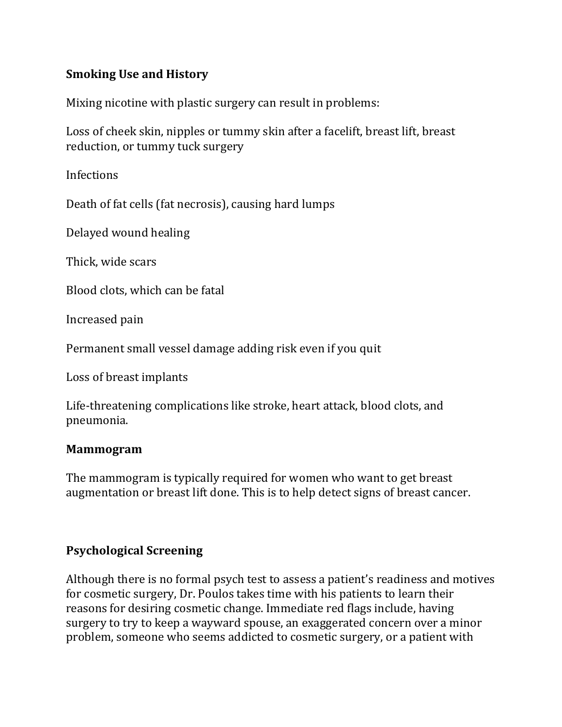**Smoking Use and History**

Mixing nicotine with plastic surgery can result in problems:

Loss of cheek skin, nipples or tummy skin after a facelift, breast lift, breast reduction, or tummy tuck surgery

Infections

Death of fat cells (fat necrosis), causing hard lumps

Delayed wound healing

Thick, wide scars

Blood clots, which can be fatal

Increased pain

Permanent small vessel damage adding risk even if you quit

Loss of breast implants

Life-threatening complications like stroke, heart attack, blood clots, and pneumonia.

**Mammogram**

The mammogram is typically required for women who want to get breast augmentation or breast lift done. This is to help detect signs of breast cancer.

**Psychological Screening**

Although there is no formal psych test to assess a patient's readiness and motives for cosmetic surgery, Dr. Poulos takes time with his patients to learn their reasons for desiring cosmetic change. Immediate red flags include, having surgery to try to keep a wayward spouse, an exaggerated concern over a minor problem, someone who seems addicted to cosmetic surgery, or a patient with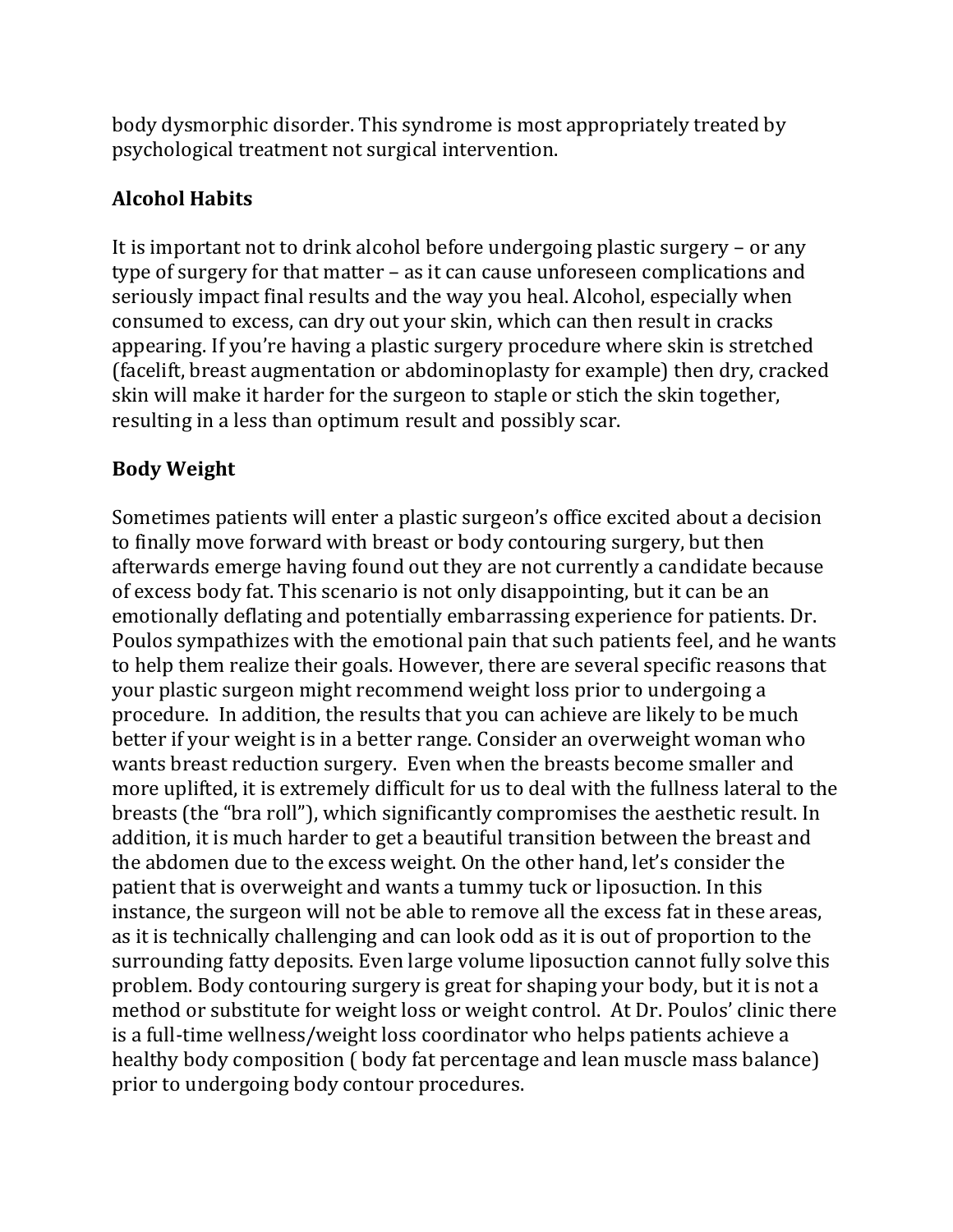body dysmorphic disorder. This syndrome is most appropriately treated by psychological treatment not surgical intervention.

## Alcohol Habits

It is important not to drink alcohol before undergoing plastic surgery – or any type of surgery for that matter – as it can cause unforeseen complications and seriously impact final results and the way you heal. Alcohol, especially when consumed to excess, can dry out your skin, which can then result in cracks appearing. If you're having a plastic surgery procedure where skin is stretched (facelift, breast augmentation or abdominoplasty for example) then dry, cracked skin will make it harder for the surgeon to staple or stich the skin together, resulting in a less than optimum result and possibly scar.

## Body Weight

Sometimes patients will enter a plastic surgeon's office excited about a decision to finally move forward with breast or body contouring surgery, but then afterwards emerge having found out they are not currently a candidate because of excess body fat. This scenario is not only disappointing, but it can be an emotionally deflating and potentially embarrassing experience for patients. Dr. Poulos sympathizes with the emotional pain that such patients feel, and he wants to help them realize their goals. However, there are several specific reasons that your plastic surgeon might recommend weight loss prior to undergoing a procedure. In addition, the results that you can achieve are likely to be much better if your weight is in a better range. Consider an overweight woman who wants breast reduction surgery. Even when the breasts become smaller and more uplifted, it is extremely difficult for us to deal with the fullness lateral to the breasts (the "bra roll"), which significantly compromises the aesthetic result. In addition, it is much harder to get a beautiful transition between the breast and the abdomen due to the excess weight. On the other hand, let's consider the patient that is overweight and wants a tummy tuck or liposuction. In this instance, the surgeon will not be able to remove all the excess fat in these areas, as it is technically challenging and can look odd as it is out of proportion to the surrounding fatty deposits. Even large volume liposuction cannot fully solve this problem. Body contouring surgery is great for shaping your body, but it is not a method or substitute for weight loss or weight control. At Dr. Poulos' clinic there is a full-time wellness/weight loss coordinator who helps patients achieve a healthy body composition ( body fat percentage and lean muscle mass balance) prior to undergoing body contour procedures.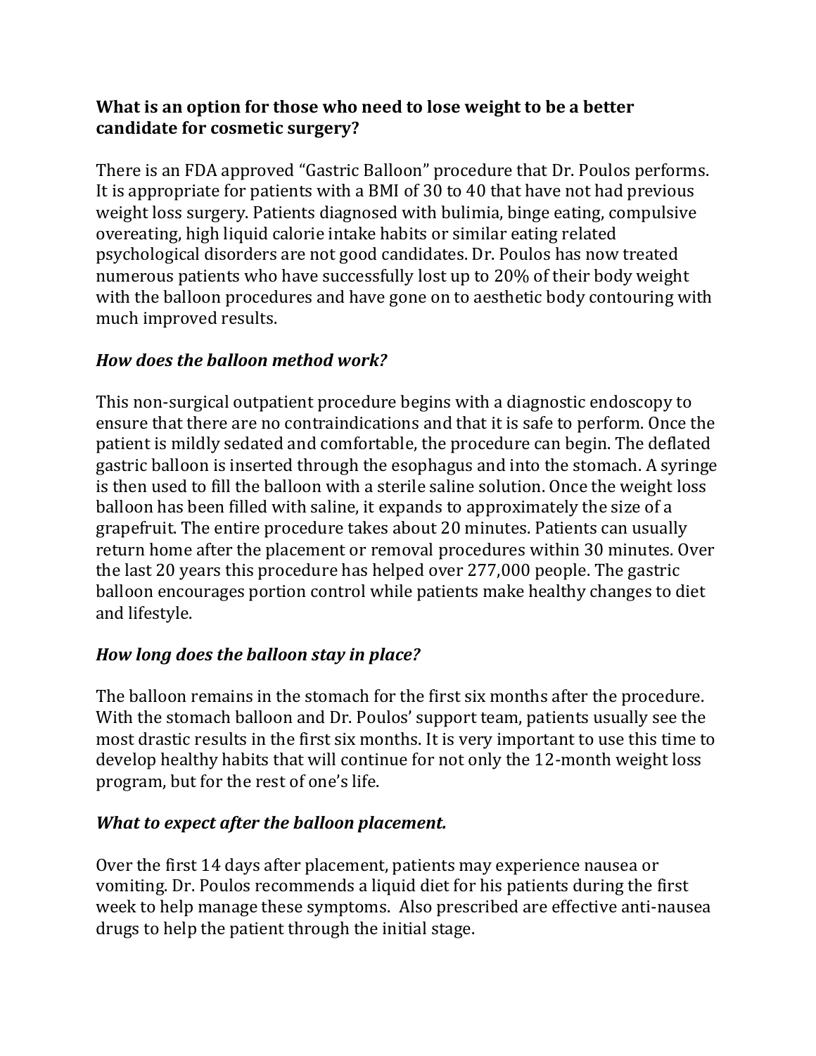**What is an option for those who need to lose weight to be a better candidate for cosmetic surgery?**

There is an FDA approved "Gastric Balloon" procedure that Dr. Poulos performs. It is appropriate for patients with a BMI of 30 to 40 that have not had previous weight loss surgery. Patients diagnosed with bulimia, binge eating, compulsive overeating, high liquid calorie intake habits or similar eating related psychological disorders are not good candidates. Dr. Poulos has now treated numerous patients who have successfully lost up to 20% of their body weight with the balloon procedures and have gone on to aesthetic body contouring with much improved results.

***How does the balloon method work?***

This non-surgical outpatient procedure begins with a diagnostic endoscopy to ensure that there are no contraindications and that it is safe to perform. Once the patient is mildly sedated and comfortable, the procedure can begin. The deflated gastric balloon is inserted through the esophagus and into the stomach. A syringe is then used to fill the balloon with a sterile saline solution. Once the weight loss balloon has been filled with saline, it expands to approximately the size of a grapefruit. The entire procedure takes about 20 minutes. Patients can usually return home after the placement or removal procedures within 30 minutes. Over the last 20 years this procedure has helped over 277,000 people. The gastric balloon encourages portion control while patients make healthy changes to diet and lifestyle.

***How long does the balloon stay in place?***

The balloon remains in the stomach for the first six months after the procedure. With the stomach balloon and Dr. Poulos' support team, patients usually see the most drastic results in the first six months. It is very important to use this time to develop healthy habits that will continue for not only the 12-month weight loss program, but for the rest of one's life.

***What to expect after the balloon placement.***

Over the first 14 days after placement, patients may experience nausea or vomiting. Dr. Poulos recommends a liquid diet for his patients during the first week to help manage these symptoms. Also prescribed are effective anti-nausea drugs to help the patient through the initial stage.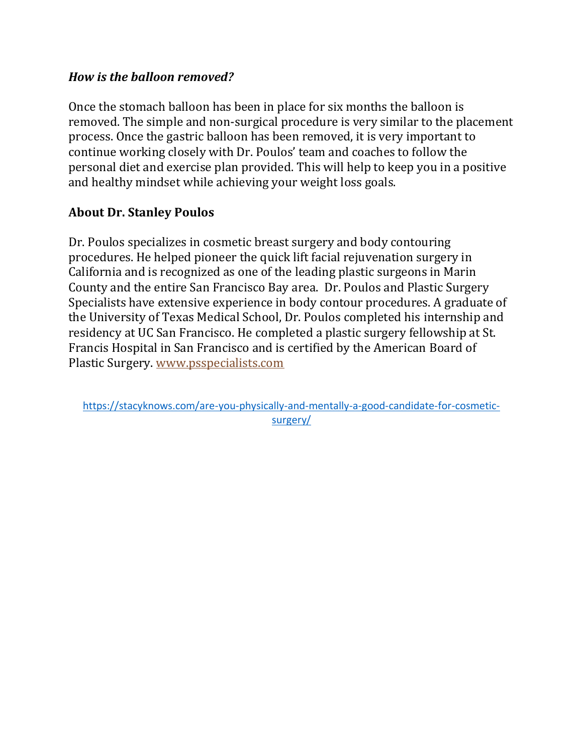### *How is the balloon removed?*

Once the stomach balloon has been in place for six months the balloon is removed. The simple and non-surgical procedure is very similar to the placement process. Once the gastric balloon has been removed, it is very important to continue working closely with Dr. Poulos' team and coaches to follow the personal diet and exercise plan provided. This will help to keep you in a positive and healthy mindset while achieving your weight loss goals.

### About Dr. Stanley Poulos

Dr. Poulos specializes in cosmetic breast surgery and body contouring procedures. He helped pioneer the quick lift facial rejuvenation surgery in California and is recognized as one of the leading plastic surgeons in Marin County and the entire San Francisco Bay area. Dr. Poulos and Plastic Surgery Specialists have extensive experience in body contour procedures. A graduate of the University of Texas Medical School, Dr. Poulos completed his internship and residency at UC San Francisco. He completed a plastic surgery fellowship at St. Francis Hospital in San Francisco and is certified by the American Board of Plastic Surgery. [www.psspecialists.com](http://www.psspecialists.com)

[https://stacyknows.com/are-you-physically-and-mentally-a-good-candidate-for-cosmetic-surgery/](https://stacyknows.com/are-you-physically-and-mentally-a-good-candidate-for-cosmetic-surgery/)